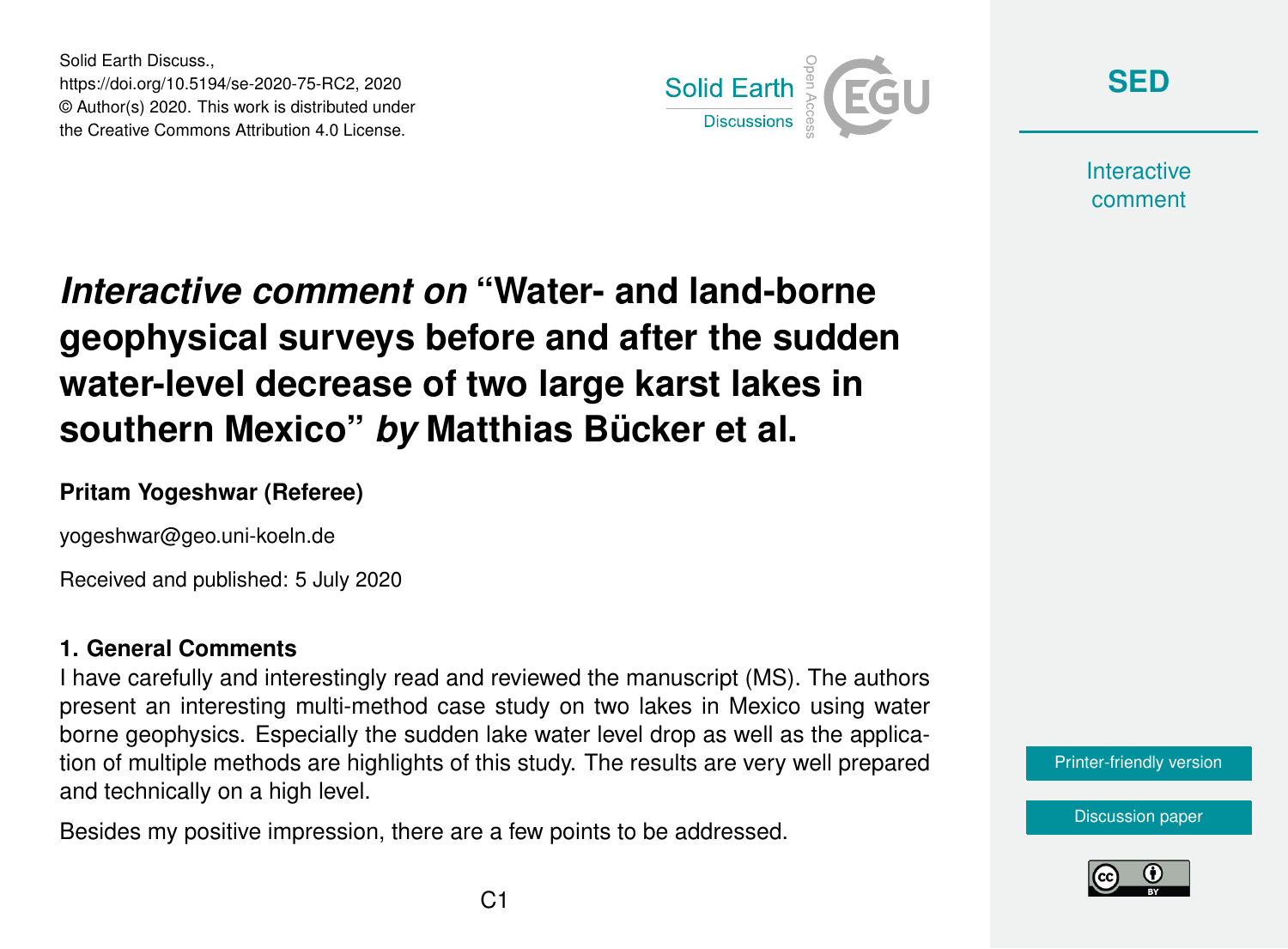Solid Earth Discuss.,
https://doi.org/10.5194/se-2020-75-RC2, 2020
© Author(s) 2020. This work is distributed under
the Creative Commons Attribution 4.0 License.

# *Interactive comment on* "Water- and land-borne geophysical surveys before and after the sudden water-level decrease of two large karst lakes in southern Mexico" *by* Matthias Bücker et al.

**Pritam Yogeshwar (Referee)**

yogeshwar@geo.uni-koeln.de

Received and published: 5 July 2020

## 1. General Comments

I have carefully and interestingly read and reviewed the manuscript (MS). The authors present an interesting multi-method case study on two lakes in Mexico using water borne geophysics. Especially the sudden lake water level drop as well as the application of multiple methods are highlights of this study. The results are very well prepared and technically on a high level.

Besides my positive impression, there are a few points to be addressed.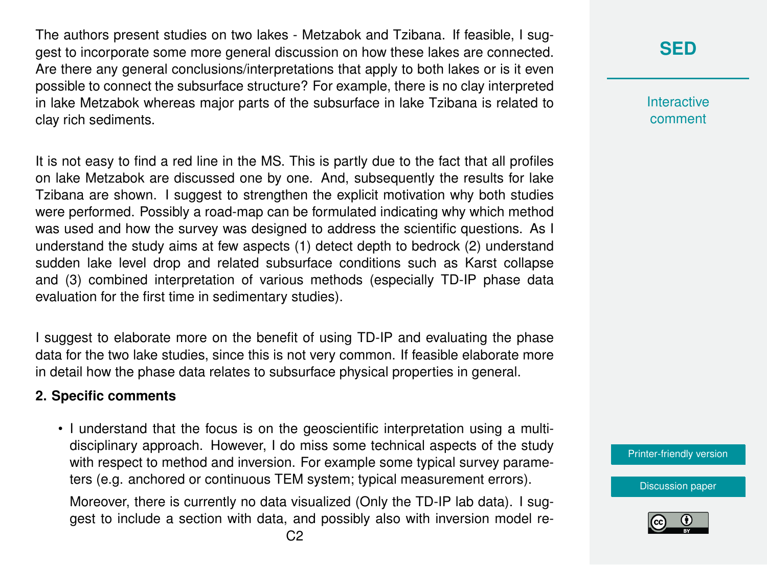The authors present studies on two lakes - Metzabok and Tzibana. If feasible, I suggest to incorporate some more general discussion on how these lakes are connected. Are there any general conclusions/interpretations that apply to both lakes or is it even possible to connect the subsurface structure? For example, there is no clay interpreted in lake Metzabok whereas major parts of the subsurface in lake Tzibana is related to clay rich sediments.

It is not easy to find a red line in the MS. This is partly due to the fact that all profiles on lake Metzabok are discussed one by one. And, subsequently the results for lake Tzibana are shown. I suggest to strengthen the explicit motivation why both studies were performed. Possibly a road-map can be formulated indicating why which method was used and how the survey was designed to address the scientific questions. As I understand the study aims at few aspects (1) detect depth to bedrock (2) understand sudden lake level drop and related subsurface conditions such as Karst collapse and (3) combined interpretation of various methods (especially TD-IP phase data evaluation for the first time in sedimentary studies).

I suggest to elaborate more on the benefit of using TD-IP and evaluating the phase data for the two lake studies, since this is not very common. If feasible elaborate more in detail how the phase data relates to subsurface physical properties in general.

**2. Specific comments**

- I understand that the focus is on the geoscientific interpretation using a multi-disciplinary approach. However, I do miss some technical aspects of the study with respect to method and inversion. For example some typical survey parameters (e.g. anchored or continuous TEM system; typical measurement errors).

  Moreover, there is currently no data visualized (Only the TD-IP lab data). I suggest to include a section with data, and possibly also with inversion model re-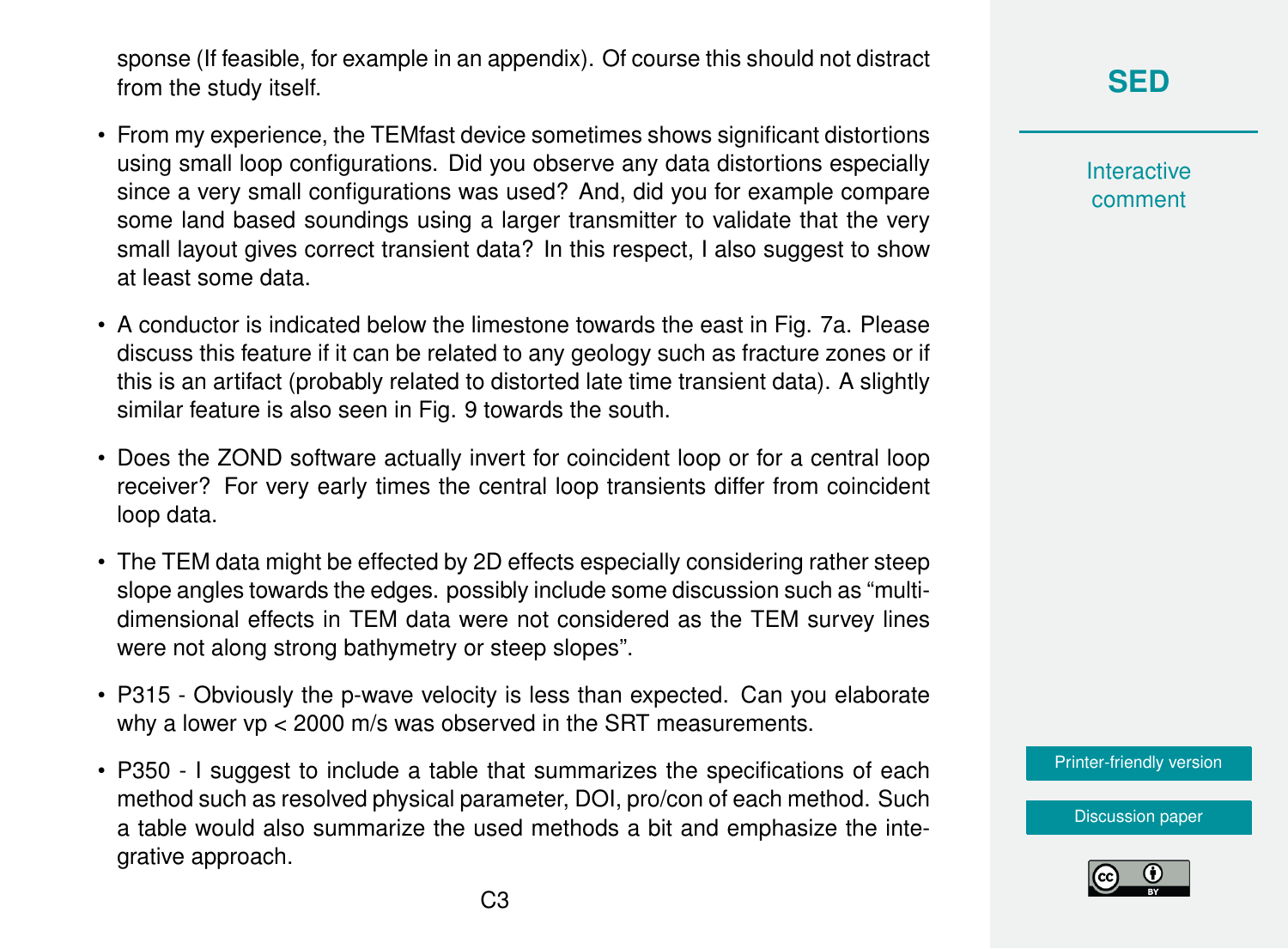sponse (If feasible, for example in an appendix). Of course this should not distract from the study itself.

- From my experience, the TEMfast device sometimes shows significant distortions using small loop configurations. Did you observe any data distortions especially since a very small configurations was used? And, did you for example compare some land based soundings using a larger transmitter to validate that the very small layout gives correct transient data? In this respect, I also suggest to show at least some data.
- A conductor is indicated below the limestone towards the east in Fig. 7a. Please discuss this feature if it can be related to any geology such as fracture zones or if this is an artifact (probably related to distorted late time transient data). A slightly similar feature is also seen in Fig. 9 towards the south.
- Does the ZOND software actually invert for coincident loop or for a central loop receiver? For very early times the central loop transients differ from coincident loop data.
- The TEM data might be effected by 2D effects especially considering rather steep slope angles towards the edges. possibly include some discussion such as "multi-dimensional effects in TEM data were not considered as the TEM survey lines were not along strong bathymetry or steep slopes".
- P315 - Obviously the p-wave velocity is less than expected. Can you elaborate why a lower vp < 2000 m/s was observed in the SRT measurements.
- P350 - I suggest to include a table that summarizes the specifications of each method such as resolved physical parameter, DOI, pro/con of each method. Such a table would also summarize the used methods a bit and emphasize the integrative approach.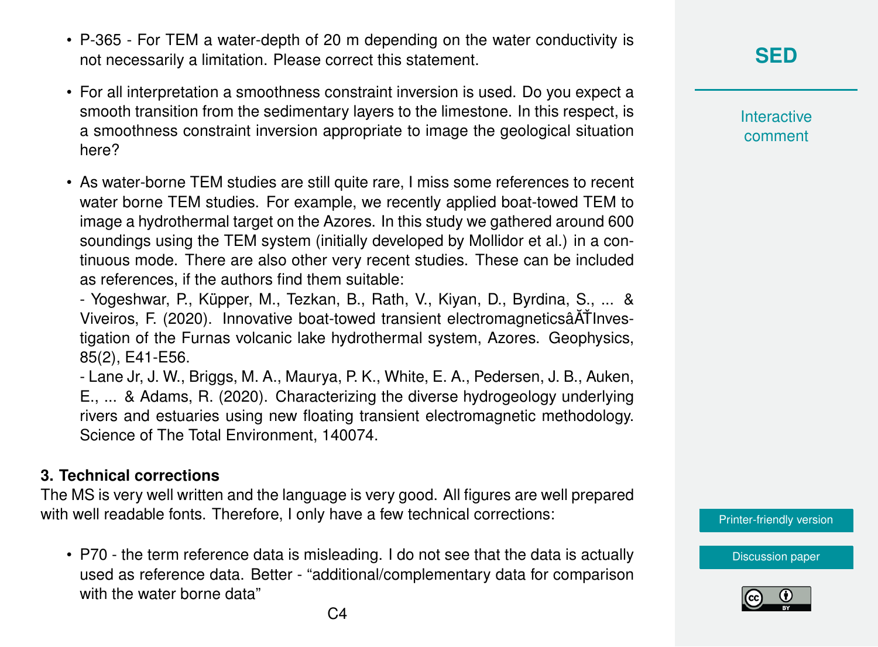- P-365 - For TEM a water-depth of 20 m depending on the water conductivity is not necessarily a limitation. Please correct this statement.
- For all interpretation a smoothness constraint inversion is used. Do you expect a smooth transition from the sedimentary layers to the limestone. In this respect, is a smoothness constraint inversion appropriate to image the geological situation here?
- As water-borne TEM studies are still quite rare, I miss some references to recent water borne TEM studies. For example, we recently applied boat-towed TEM to image a hydrothermal target on the Azores. In this study we gathered around 600 soundings using the TEM system (initially developed by Mollidor et al.) in a continuous mode. There are also other very recent studies. These can be included as references, if the authors find them suitable:
  - Yogeshwar, P., Küpper, M., Tezkan, B., Rath, V., Kiyan, D., Byrdina, S., ... & Viveiros, F. (2020). Innovative boat-towed transient electromagneticsâĂŤInvestigation of the Furnas volcanic lake hydrothermal system, Azores. Geophysics, 85(2), E41-E56.
  - Lane Jr, J. W., Briggs, M. A., Maurya, P. K., White, E. A., Pedersen, J. B., Auken, E., ... & Adams, R. (2020). Characterizing the diverse hydrogeology underlying rivers and estuaries using new floating transient electromagnetic methodology. Science of The Total Environment, 140074.

### 3. Technical corrections

The MS is very well written and the language is very good. All figures are well prepared with well readable fonts. Therefore, I only have a few technical corrections:

- P70 - the term reference data is misleading. I do not see that the data is actually used as reference data. Better - "additional/complementary data for comparison with the water borne data"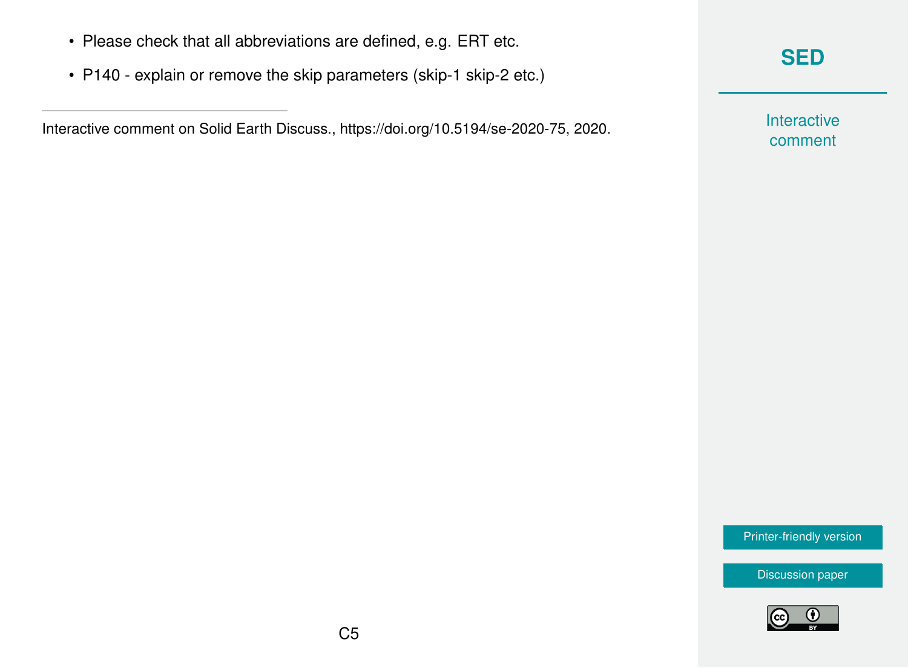- Please check that all abbreviations are defined, e.g. ERT etc.
- P140 - explain or remove the skip parameters (skip-1 skip-2 etc.)

---

Interactive comment on Solid Earth Discuss., https://doi.org/10.5194/se-2020-75, 2020.